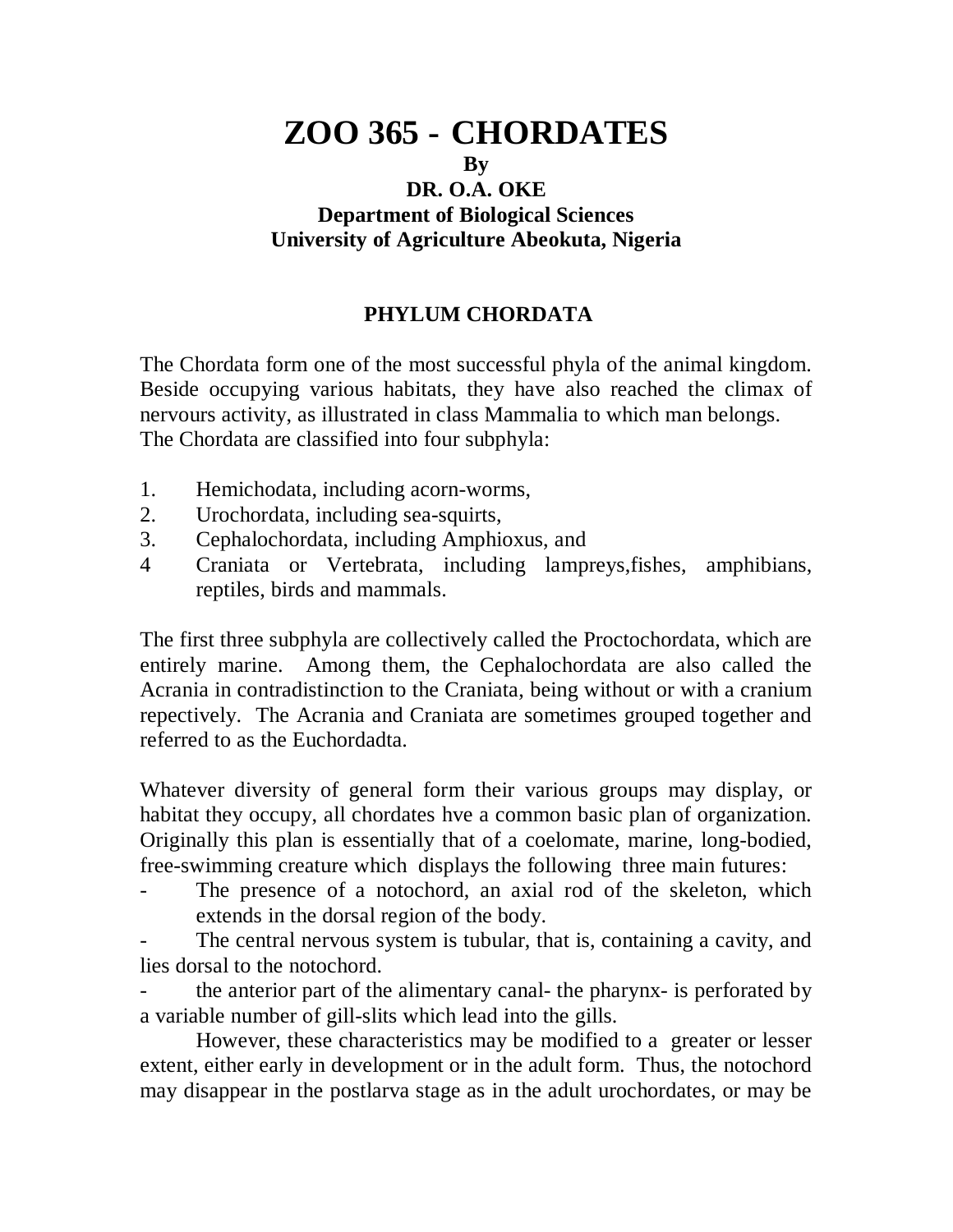# ZOO 365 - CHORDATES

**By**

**DR. O.A. OKE**

**Department of Biological Sciences**

**University of Agriculture Abeokuta, Nigeria**

## PHYLUM CHORDATA

The Chordata form one of the most successful phyla of the animal kingdom. Beside occupying various habitats, they have also reached the climax of nervours activity, as illustrated in class Mammalia to which man belongs. The Chordata are classified into four subphyla:

1. Hemichodata, including acorn-worms,
2. Urochordata, including sea-squirts,
3. Cephalochordata, including Amphioxus, and
4. Craniata or Vertebrata, including lampreys,fishes, amphibians, reptiles, birds and mammals.

The first three subphyla are collectively called the Proctochordata, which are entirely marine. Among them, the Cephalochordata are also called the Acrania in contradistinction to the Craniata, being without or with a cranium repectively. The Acrania and Craniata are sometimes grouped together and referred to as the Euchordadta.

Whatever diversity of general form their various groups may display, or habitat they occupy, all chordates hve a common basic plan of organization. Originally this plan is essentially that of a coelomate, marine, long-bodied, free-swimming creature which displays the following three main futures:

- The presence of a notochord, an axial rod of the skeleton, which extends in the dorsal region of the body.
- The central nervous system is tubular, that is, containing a cavity, and lies dorsal to the notochord.
- the anterior part of the alimentary canal- the pharynx- is perforated by a variable number of gill-slits which lead into the gills.

However, these characteristics may be modified to a greater or lesser extent, either early in development or in the adult form. Thus, the notochord may disappear in the postlarva stage as in the adult urochordates, or may be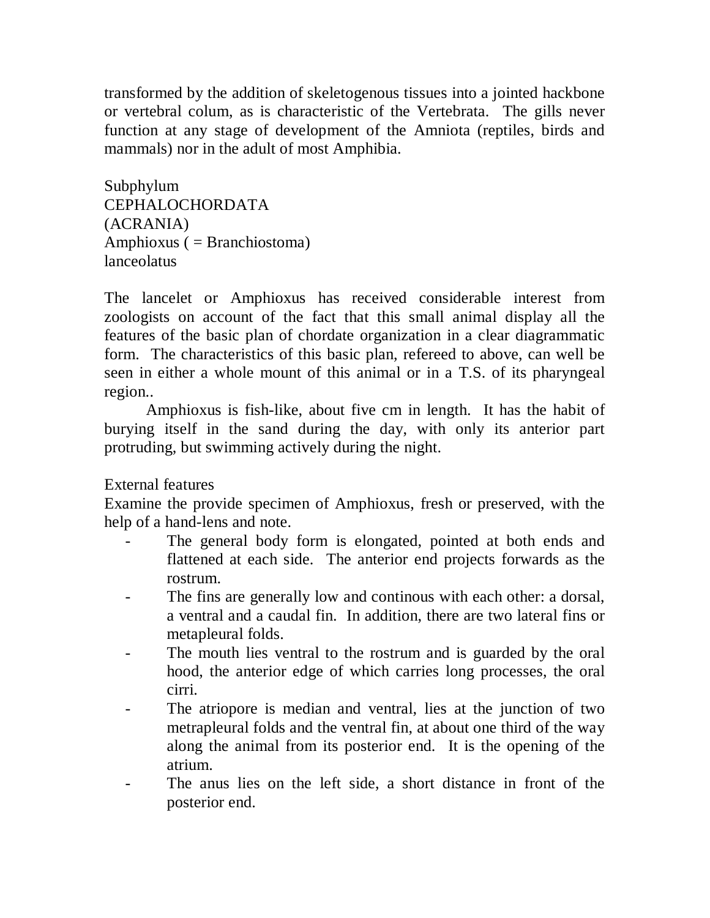transformed by the addition of skeletogenous tissues into a jointed hackbone or vertebral colum, as is characteristic of the Vertebrata. The gills never function at any stage of development of the Amniota (reptiles, birds and mammals) nor in the adult of most Amphibia.

Subphylum
CEPHALOCHORDATA
(ACRANIA)
Amphioxus ( = Branchiostoma)
lanceolatus

The lancelet or Amphioxus has received considerable interest from zoologists on account of the fact that this small animal display all the features of the basic plan of chordate organization in a clear diagrammatic form. The characteristics of this basic plan, refereed to above, can well be seen in either a whole mount of this animal or in a T.S. of its pharyngeal region..

Amphioxus is fish-like, about five cm in length. It has the habit of burying itself in the sand during the day, with only its anterior part protruding, but swimming actively during the night.

External features

Examine the provide specimen of Amphioxus, fresh or preserved, with the help of a hand-lens and note.

- The general body form is elongated, pointed at both ends and flattened at each side. The anterior end projects forwards as the rostrum.
- The fins are generally low and continous with each other: a dorsal, a ventral and a caudal fin. In addition, there are two lateral fins or metapleural folds.
- The mouth lies ventral to the rostrum and is guarded by the oral hood, the anterior edge of which carries long processes, the oral cirri.
- The atriopore is median and ventral, lies at the junction of two metrapleural folds and the ventral fin, at about one third of the way along the animal from its posterior end. It is the opening of the atrium.
- The anus lies on the left side, a short distance in front of the posterior end.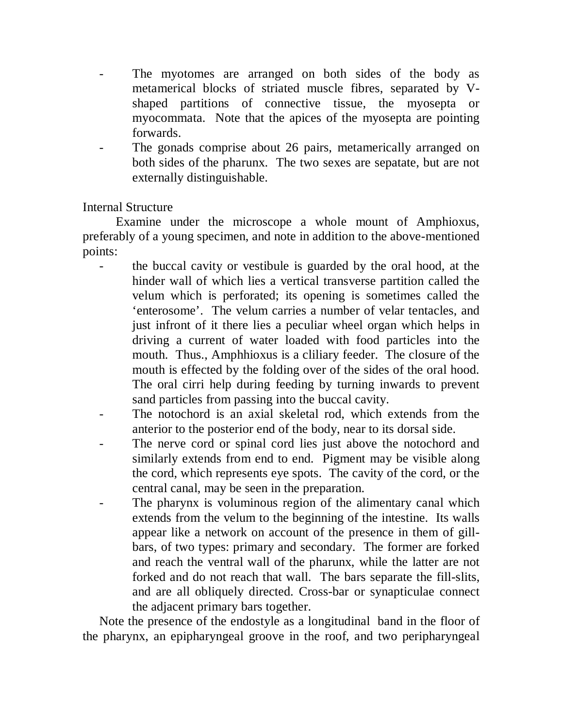- The myotomes are arranged on both sides of the body as metamerical blocks of striated muscle fibres, separated by V-shaped partitions of connective tissue, the myosepta or myocommata. Note that the apices of the myosepta are pointing forwards.
- The gonads comprise about 26 pairs, metamerically arranged on both sides of the pharunx. The two sexes are sepatate, but are not externally distinguishable.

Internal Structure

Examine under the microscope a whole mount of Amphioxus, preferably of a young specimen, and note in addition to the above-mentioned points:

- the buccal cavity or vestibule is guarded by the oral hood, at the hinder wall of which lies a vertical transverse partition called the velum which is perforated; its opening is sometimes called the 'enterosome'. The velum carries a number of velar tentacles, and just infront of it there lies a peculiar wheel organ which helps in driving a current of water loaded with food particles into the mouth. Thus., Amphhioxus is a cliliary feeder. The closure of the mouth is effected by the folding over of the sides of the oral hood. The oral cirri help during feeding by turning inwards to prevent sand particles from passing into the buccal cavity.
- The notochord is an axial skeletal rod, which extends from the anterior to the posterior end of the body, near to its dorsal side.
- The nerve cord or spinal cord lies just above the notochord and similarly extends from end to end. Pigment may be visible along the cord, which represents eye spots. The cavity of the cord, or the central canal, may be seen in the preparation.
- The pharynx is voluminous region of the alimentary canal which extends from the velum to the beginning of the intestine. Its walls appear like a network on account of the presence in them of gill-bars, of two types: primary and secondary. The former are forked and reach the ventral wall of the pharunx, while the latter are not forked and do not reach that wall. The bars separate the fill-slits, and are all obliquely directed. Cross-bar or synapticulae connect the adjacent primary bars together.

Note the presence of the endostyle as a longitudinal band in the floor of the pharynx, an epipharyngeal groove in the roof, and two peripharyngeal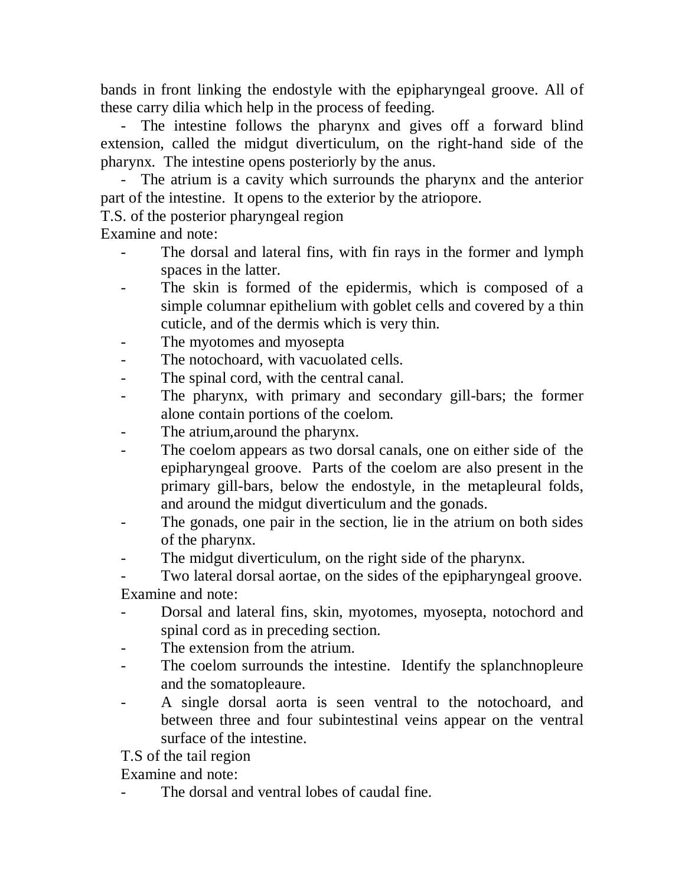bands in front linking the endostyle with the epipharyngeal groove. All of these carry dilia which help in the process of feeding.

- The intestine follows the pharynx and gives off a forward blind extension, called the midgut diverticulum, on the right-hand side of the pharynx. The intestine opens posteriorly by the anus.
- The atrium is a cavity which surrounds the pharynx and the anterior part of the intestine. It opens to the exterior by the atriopore.

T.S. of the posterior pharyngeal region

Examine and note:

- The dorsal and lateral fins, with fin rays in the former and lymph spaces in the latter.
- The skin is formed of the epidermis, which is composed of a simple columnar epithelium with goblet cells and covered by a thin cuticle, and of the dermis which is very thin.
- The myotomes and myosepta
- The notochoard, with vacuolated cells.
- The spinal cord, with the central canal.
- The pharynx, with primary and secondary gill-bars; the former alone contain portions of the coelom.
- The atrium,around the pharynx.
- The coelom appears as two dorsal canals, one on either side of the epipharyngeal groove. Parts of the coelom are also present in the primary gill-bars, below the endostyle, in the metapleural folds, and around the midgut diverticulum and the gonads.
- The gonads, one pair in the section, lie in the atrium on both sides of the pharynx.
- The midgut diverticulum, on the right side of the pharynx.
- Two lateral dorsal aortae, on the sides of the epipharyngeal groove.

Examine and note:

- Dorsal and lateral fins, skin, myotomes, myosepta, notochord and spinal cord as in preceding section.
- The extension from the atrium.
- The coelom surrounds the intestine. Identify the splanchnopleure and the somatopleaure.
- A single dorsal aorta is seen ventral to the notochoard, and between three and four subintestinal veins appear on the ventral surface of the intestine.

T.S of the tail region

Examine and note:

- The dorsal and ventral lobes of caudal fine.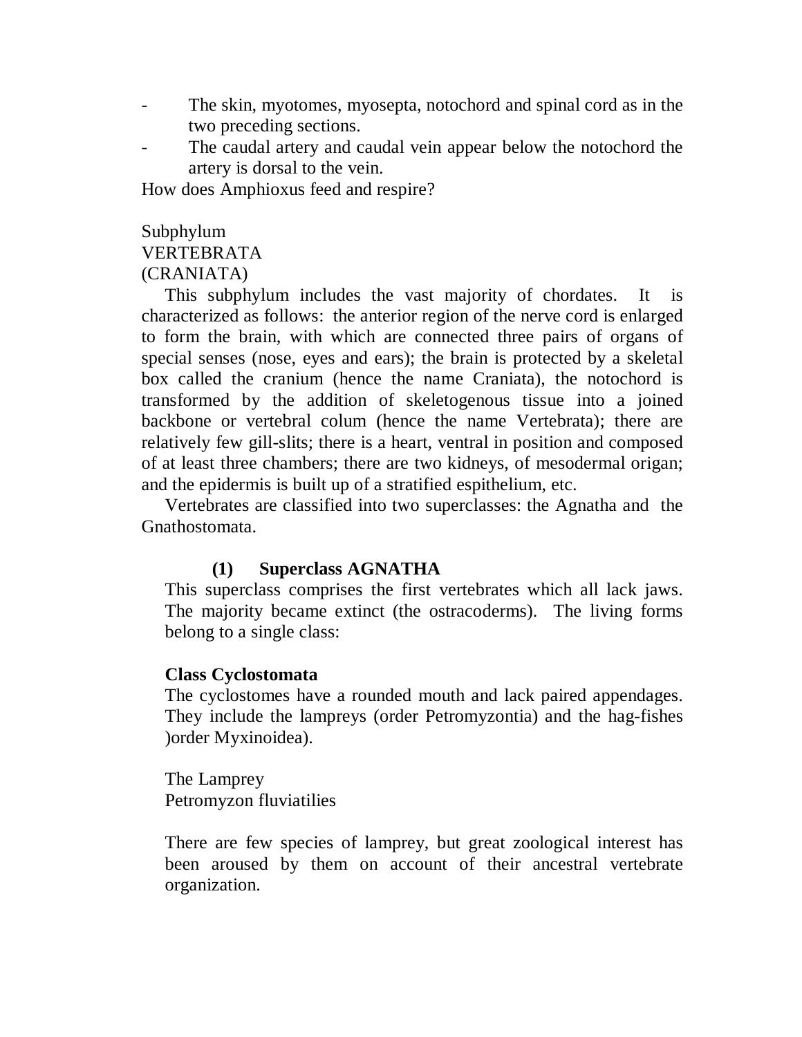- The skin, myotomes, myosepta, notochord and spinal cord as in the two preceding sections.
- The caudal artery and caudal vein appear below the notochord the artery is dorsal to the vein.

How does Amphioxus feed and respire?

Subphylum
VERTEBRATA
(CRANIATA)

This subphylum includes the vast majority of chordates. It is characterized as follows: the anterior region of the nerve cord is enlarged to form the brain, with which are connected three pairs of organs of special senses (nose, eyes and ears); the brain is protected by a skeletal box called the cranium (hence the name Craniata), the notochord is transformed by the addition of skeletogenous tissue into a joined backbone or vertebral colum (hence the name Vertebrata); there are relatively few gill-slits; there is a heart, ventral in position and composed of at least three chambers; there are two kidneys, of mesodermal origan; and the epidermis is built up of a stratified espithelium, etc.

Vertebrates are classified into two superclasses: the Agnatha and the Gnathostomata.

### (1) Superclass AGNATHA

This superclass comprises the first vertebrates which all lack jaws. The majority became extinct (the ostracoderms). The living forms belong to a single class:

**Class Cyclostomata**

The cyclostomes have a rounded mouth and lack paired appendages. They include the lampreys (order Petromyzontia) and the hag-fishes )order Myxinoidea).

The Lamprey
Petromyzon fluviatilies

There are few species of lamprey, but great zoological interest has been aroused by them on account of their ancestral vertebrate organization.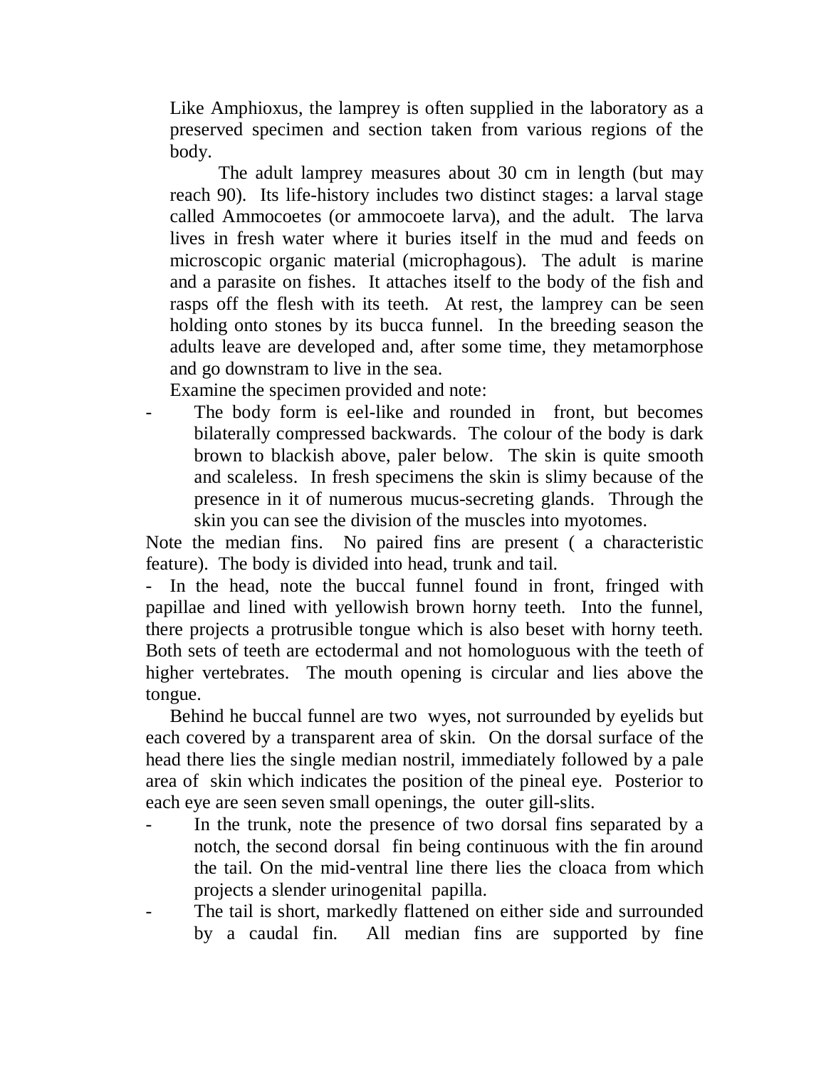Like Amphioxus, the lamprey is often supplied in the laboratory as a preserved specimen and section taken from various regions of the body.

The adult lamprey measures about 30 cm in length (but may reach 90). Its life-history includes two distinct stages: a larval stage called Ammocoetes (or ammocoete larva), and the adult. The larva lives in fresh water where it buries itself in the mud and feeds on microscopic organic material (microphagous). The adult is marine and a parasite on fishes. It attaches itself to the body of the fish and rasps off the flesh with its teeth. At rest, the lamprey can be seen holding onto stones by its bucca funnel. In the breeding season the adults leave are developed and, after some time, they metamorphose and go downstram to live in the sea.

Examine the specimen provided and note:

- The body form is eel-like and rounded in front, but becomes bilaterally compressed backwards. The colour of the body is dark brown to blackish above, paler below. The skin is quite smooth and scaleless. In fresh specimens the skin is slimy because of the presence in it of numerous mucus-secreting glands. Through the skin you can see the division of the muscles into myotomes.

Note the median fins. No paired fins are present ( a characteristic feature). The body is divided into head, trunk and tail.

- In the head, note the buccal funnel found in front, fringed with papillae and lined with yellowish brown horny teeth. Into the funnel, there projects a protrusible tongue which is also beset with horny teeth. Both sets of teeth are ectodermal and not homologuous with the teeth of higher vertebrates. The mouth opening is circular and lies above the tongue.

Behind he buccal funnel are two wyes, not surrounded by eyelids but each covered by a transparent area of skin. On the dorsal surface of the head there lies the single median nostril, immediately followed by a pale area of skin which indicates the position of the pineal eye. Posterior to each eye are seen seven small openings, the outer gill-slits.

- In the trunk, note the presence of two dorsal fins separated by a notch, the second dorsal fin being continuous with the fin around the tail. On the mid-ventral line there lies the cloaca from which projects a slender urinogenital papilla.
- The tail is short, markedly flattened on either side and surrounded by a caudal fin. All median fins are supported by fine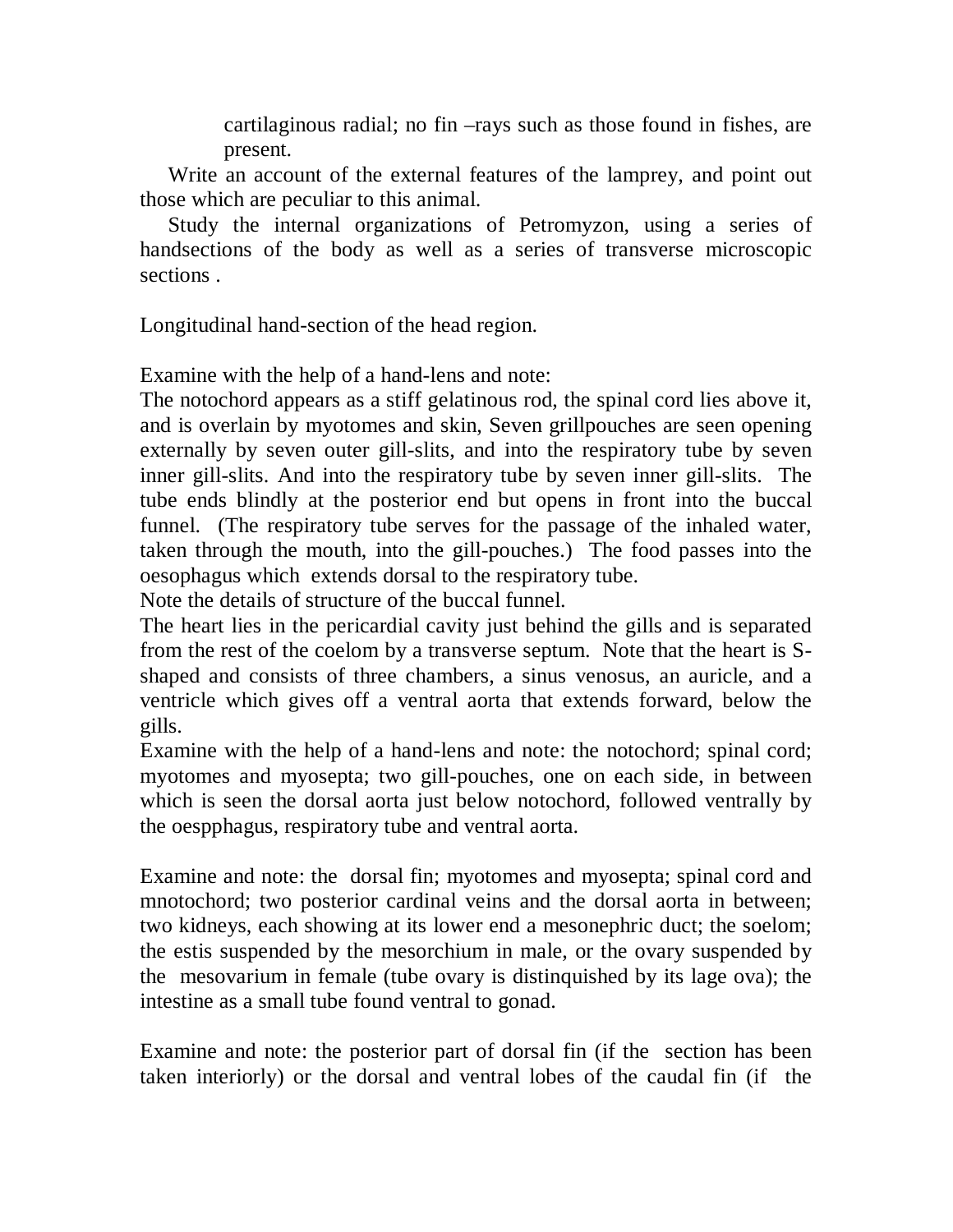cartilaginous radial; no fin –rays such as those found in fishes, are present.

Write an account of the external features of the lamprey, and point out those which are peculiar to this animal.

Study the internal organizations of Petromyzon, using a series of handsections of the body as well as a series of transverse microscopic sections .

Longitudinal hand-section of the head region.

Examine with the help of a hand-lens and note:
The notochord appears as a stiff gelatinous rod, the spinal cord lies above it, and is overlain by myotomes and skin, Seven grillpouches are seen opening externally by seven outer gill-slits, and into the respiratory tube by seven inner gill-slits. And into the respiratory tube by seven inner gill-slits. The tube ends blindly at the posterior end but opens in front into the buccal funnel. (The respiratory tube serves for the passage of the inhaled water, taken through the mouth, into the gill-pouches.) The food passes into the oesophagus which extends dorsal to the respiratory tube.
Note the details of structure of the buccal funnel.
The heart lies in the pericardial cavity just behind the gills and is separated from the rest of the coelom by a transverse septum. Note that the heart is S-shaped and consists of three chambers, a sinus venosus, an auricle, and a ventricle which gives off a ventral aorta that extends forward, below the gills.
Examine with the help of a hand-lens and note: the notochord; spinal cord; myotomes and myosepta; two gill-pouches, one on each side, in between which is seen the dorsal aorta just below notochord, followed ventrally by the oespphagus, respiratory tube and ventral aorta.

Examine and note: the dorsal fin; myotomes and myosepta; spinal cord and mnotochord; two posterior cardinal veins and the dorsal aorta in between; two kidneys, each showing at its lower end a mesonephric duct; the soelom; the estis suspended by the mesorchium in male, or the ovary suspended by the mesovarium in female (tube ovary is distinquished by its lage ova); the intestine as a small tube found ventral to gonad.

Examine and note: the posterior part of dorsal fin (if the section has been taken interiorly) or the dorsal and ventral lobes of the caudal fin (if the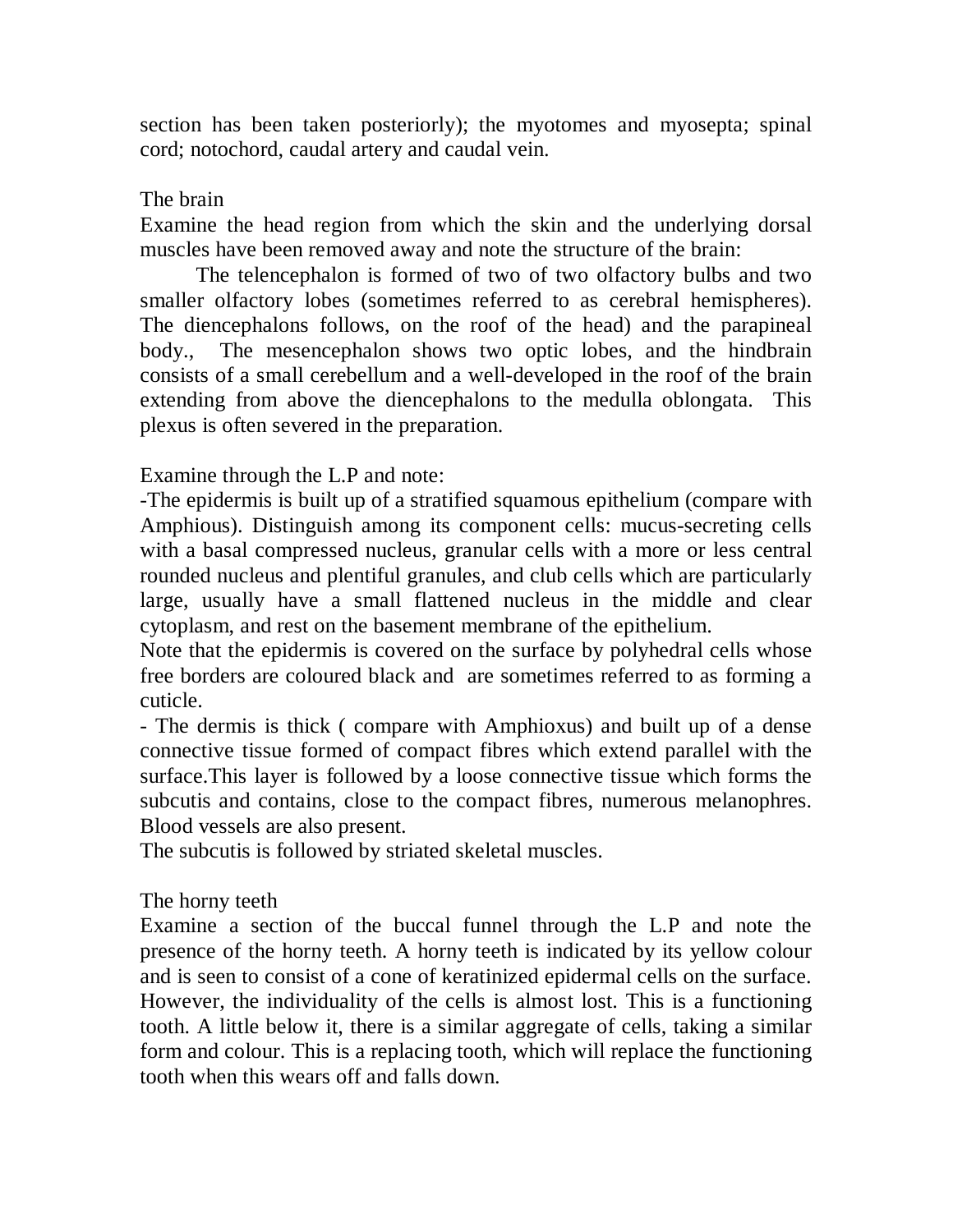section has been taken posteriorly); the myotomes and myosepta; spinal cord; notochord, caudal artery and caudal vein.

## The brain

Examine the head region from which the skin and the underlying dorsal muscles have been removed away and note the structure of the brain:

The telencephalon is formed of two of two olfactory bulbs and two smaller olfactory lobes (sometimes referred to as cerebral hemispheres). The diencephalons follows, on the roof of the head) and the parapineal body., The mesencephalon shows two optic lobes, and the hindbrain consists of a small cerebellum and a well-developed in the roof of the brain extending from above the diencephalons to the medulla oblongata. This plexus is often severed in the preparation.

Examine through the L.P and note:

-The epidermis is built up of a stratified squamous epithelium (compare with Amphious). Distinguish among its component cells: mucus-secreting cells with a basal compressed nucleus, granular cells with a more or less central rounded nucleus and plentiful granules, and club cells which are particularly large, usually have a small flattened nucleus in the middle and clear cytoplasm, and rest on the basement membrane of the epithelium.

Note that the epidermis is covered on the surface by polyhedral cells whose free borders are coloured black and are sometimes referred to as forming a cuticle.

- The dermis is thick ( compare with Amphioxus) and built up of a dense connective tissue formed of compact fibres which extend parallel with the surface.This layer is followed by a loose connective tissue which forms the subcutis and contains, close to the compact fibres, numerous melanophres. Blood vessels are also present.

The subcutis is followed by striated skeletal muscles.

## The horny teeth

Examine a section of the buccal funnel through the L.P and note the presence of the horny teeth. A horny teeth is indicated by its yellow colour and is seen to consist of a cone of keratinized epidermal cells on the surface. However, the individuality of the cells is almost lost. This is a functioning tooth. A little below it, there is a similar aggregate of cells, taking a similar form and colour. This is a replacing tooth, which will replace the functioning tooth when this wears off and falls down.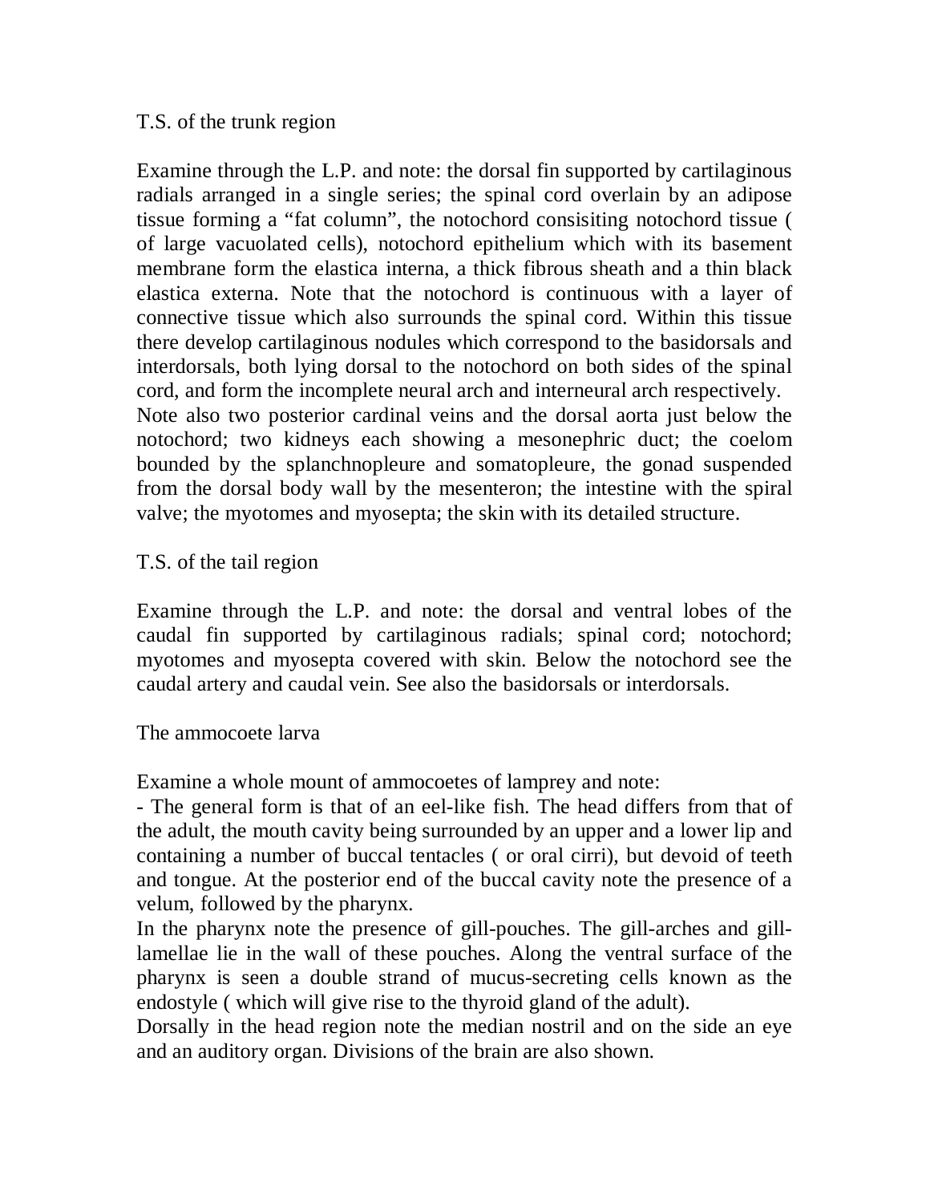## T.S. of the trunk region

Examine through the L.P. and note: the dorsal fin supported by cartilaginous radials arranged in a single series; the spinal cord overlain by an adipose tissue forming a "fat column", the notochord consisiting notochord tissue ( of large vacuolated cells), notochord epithelium which with its basement membrane form the elastica interna, a thick fibrous sheath and a thin black elastica externa. Note that the notochord is continuous with a layer of connective tissue which also surrounds the spinal cord. Within this tissue there develop cartilaginous nodules which correspond to the basidorsals and interdorsals, both lying dorsal to the notochord on both sides of the spinal cord, and form the incomplete neural arch and interneural arch respectively.
Note also two posterior cardinal veins and the dorsal aorta just below the notochord; two kidneys each showing a mesonephric duct; the coelom bounded by the splanchnopleure and somatopleure, the gonad suspended from the dorsal body wall by the mesenteron; the intestine with the spiral valve; the myotomes and myosepta; the skin with its detailed structure.

## T.S. of the tail region

Examine through the L.P. and note: the dorsal and ventral lobes of the caudal fin supported by cartilaginous radials; spinal cord; notochord; myotomes and myosepta covered with skin. Below the notochord see the caudal artery and caudal vein. See also the basidorsals or interdorsals.

## The ammocoete larva

Examine a whole mount of ammocoetes of lamprey and note:

- The general form is that of an eel-like fish. The head differs from that of the adult, the mouth cavity being surrounded by an upper and a lower lip and containing a number of buccal tentacles ( or oral cirri), but devoid of teeth and tongue. At the posterior end of the buccal cavity note the presence of a velum, followed by the pharynx.

In the pharynx note the presence of gill-pouches. The gill-arches and gill-lamellae lie in the wall of these pouches. Along the ventral surface of the pharynx is seen a double strand of mucus-secreting cells known as the endostyle ( which will give rise to the thyroid gland of the adult).
Dorsally in the head region note the median nostril and on the side an eye and an auditory organ. Divisions of the brain are also shown.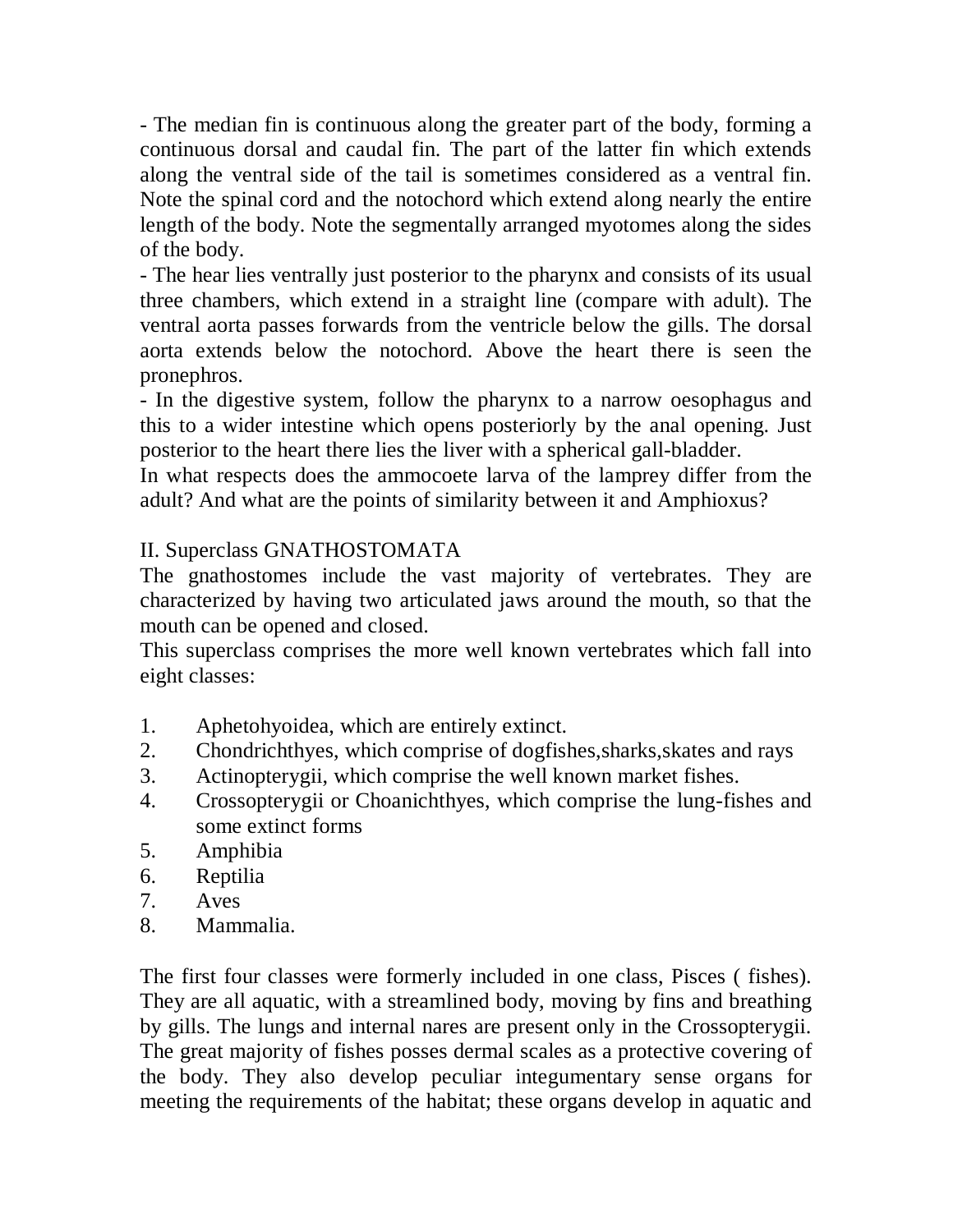- The median fin is continuous along the greater part of the body, forming a continuous dorsal and caudal fin. The part of the latter fin which extends along the ventral side of the tail is sometimes considered as a ventral fin. Note the spinal cord and the notochord which extend along nearly the entire length of the body. Note the segmentally arranged myotomes along the sides of the body.
- The hear lies ventrally just posterior to the pharynx and consists of its usual three chambers, which extend in a straight line (compare with adult). The ventral aorta passes forwards from the ventricle below the gills. The dorsal aorta extends below the notochord. Above the heart there is seen the pronephros.
- In the digestive system, follow the pharynx to a narrow oesophagus and this to a wider intestine which opens posteriorly by the anal opening. Just posterior to the heart there lies the liver with a spherical gall-bladder.

In what respects does the ammocoete larva of the lamprey differ from the adult? And what are the points of similarity between it and Amphioxus?

## II. Superclass GNATHOSTOMATA

The gnathostomes include the vast majority of vertebrates. They are characterized by having two articulated jaws around the mouth, so that the mouth can be opened and closed.

This superclass comprises the more well known vertebrates which fall into eight classes:

1. Aphetohyoidea, which are entirely extinct.
2. Chondrichthyes, which comprise of dogfishes,sharks,skates and rays
3. Actinopterygii, which comprise the well known market fishes.
4. Crossopterygii or Choanichthyes, which comprise the lung-fishes and some extinct forms
5. Amphibia
6. Reptilia
7. Aves
8. Mammalia.

The first four classes were formerly included in one class, Pisces ( fishes). They are all aquatic, with a streamlined body, moving by fins and breathing by gills. The lungs and internal nares are present only in the Crossopterygii. The great majority of fishes posses dermal scales as a protective covering of the body. They also develop peculiar integumentary sense organs for meeting the requirements of the habitat; these organs develop in aquatic and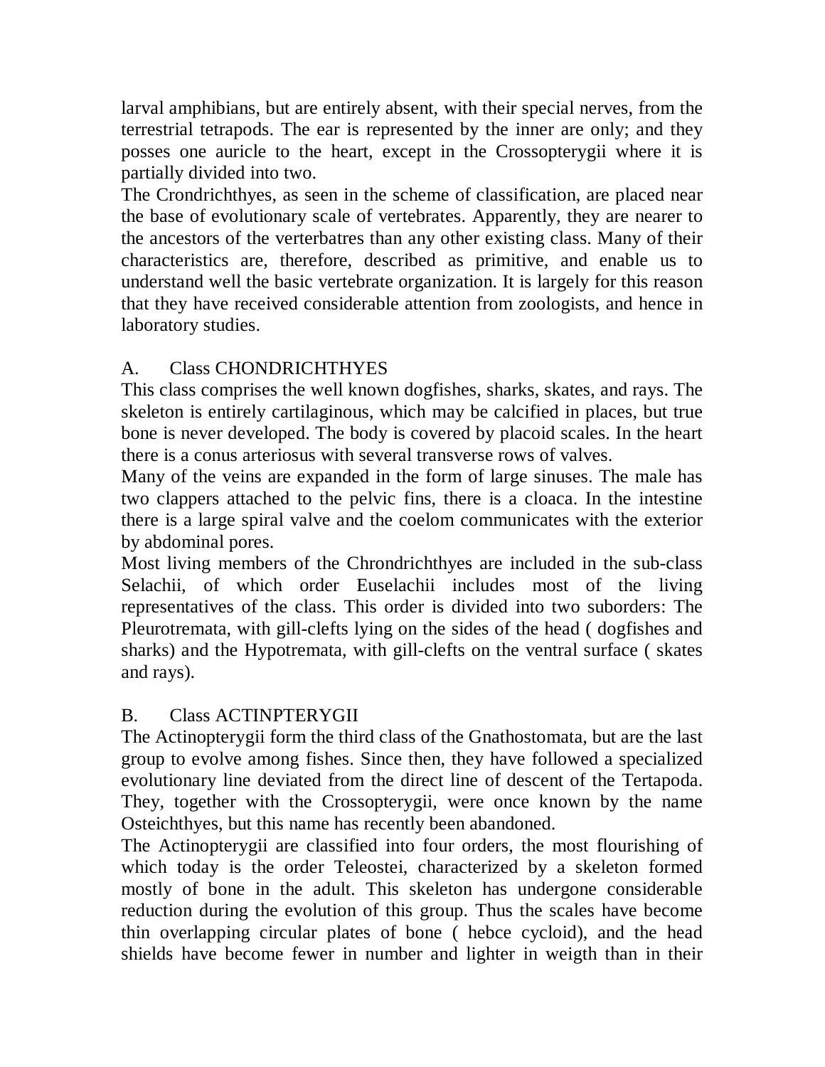larval amphibians, but are entirely absent, with their special nerves, from the terrestrial tetrapods. The ear is represented by the inner are only; and they posses one auricle to the heart, except in the Crossopterygii where it is partially divided into two.

The Crondrichthyes, as seen in the scheme of classification, are placed near the base of evolutionary scale of vertebrates. Apparently, they are nearer to the ancestors of the verterbatres than any other existing class. Many of their characteristics are, therefore, described as primitive, and enable us to understand well the basic vertebrate organization. It is largely for this reason that they have received considerable attention from zoologists, and hence in laboratory studies.

## A. Class CHONDRICHTHYES

This class comprises the well known dogfishes, sharks, skates, and rays. The skeleton is entirely cartilaginous, which may be calcified in places, but true bone is never developed. The body is covered by placoid scales. In the heart there is a conus arteriosus with several transverse rows of valves.

Many of the veins are expanded in the form of large sinuses. The male has two clappers attached to the pelvic fins, there is a cloaca. In the intestine there is a large spiral valve and the coelom communicates with the exterior by abdominal pores.

Most living members of the Chrondrichthyes are included in the sub-class Selachii, of which order Euselachii includes most of the living representatives of the class. This order is divided into two suborders: The Pleurotremata, with gill-clefts lying on the sides of the head ( dogfishes and sharks) and the Hypotremata, with gill-clefts on the ventral surface ( skates and rays).

## B. Class ACTINPTERYGII

The Actinopterygii form the third class of the Gnathostomata, but are the last group to evolve among fishes. Since then, they have followed a specialized evolutionary line deviated from the direct line of descent of the Tertapoda. They, together with the Crossopterygii, were once known by the name Osteichthyes, but this name has recently been abandoned.

The Actinopterygii are classified into four orders, the most flourishing of which today is the order Teleostei, characterized by a skeleton formed mostly of bone in the adult. This skeleton has undergone considerable reduction during the evolution of this group. Thus the scales have become thin overlapping circular plates of bone ( hebce cycloid), and the head shields have become fewer in number and lighter in weigth than in their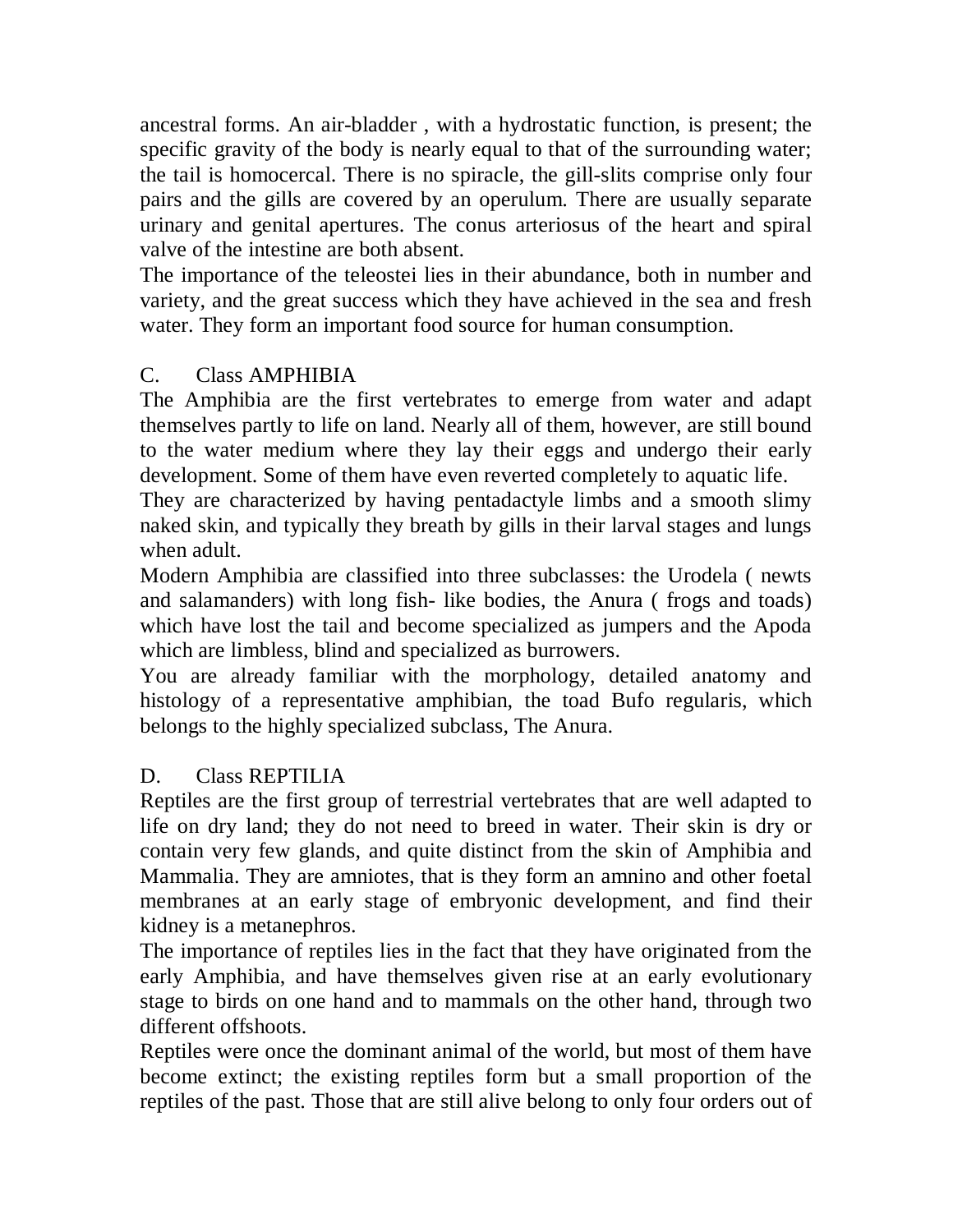ancestral forms. An air-bladder , with a hydrostatic function, is present; the specific gravity of the body is nearly equal to that of the surrounding water; the tail is homocercal. There is no spiracle, the gill-slits comprise only four pairs and the gills are covered by an operulum. There are usually separate urinary and genital apertures. The conus arteriosus of the heart and spiral valve of the intestine are both absent.

The importance of the teleostei lies in their abundance, both in number and variety, and the great success which they have achieved in the sea and fresh water. They form an important food source for human consumption.

## C. Class AMPHIBIA

The Amphibia are the first vertebrates to emerge from water and adapt themselves partly to life on land. Nearly all of them, however, are still bound to the water medium where they lay their eggs and undergo their early development. Some of them have even reverted completely to aquatic life.

They are characterized by having pentadactyle limbs and a smooth slimy naked skin, and typically they breath by gills in their larval stages and lungs when adult.

Modern Amphibia are classified into three subclasses: the Urodela ( newts and salamanders) with long fish- like bodies, the Anura ( frogs and toads) which have lost the tail and become specialized as jumpers and the Apoda which are limbless, blind and specialized as burrowers.

You are already familiar with the morphology, detailed anatomy and histology of a representative amphibian, the toad Bufo regularis, which belongs to the highly specialized subclass, The Anura.

## D. Class REPTILIA

Reptiles are the first group of terrestrial vertebrates that are well adapted to life on dry land; they do not need to breed in water. Their skin is dry or contain very few glands, and quite distinct from the skin of Amphibia and Mammalia. They are amniotes, that is they form an amnino and other foetal membranes at an early stage of embryonic development, and find their kidney is a metanephros.

The importance of reptiles lies in the fact that they have originated from the early Amphibia, and have themselves given rise at an early evolutionary stage to birds on one hand and to mammals on the other hand, through two different offshoots.

Reptiles were once the dominant animal of the world, but most of them have become extinct; the existing reptiles form but a small proportion of the reptiles of the past. Those that are still alive belong to only four orders out of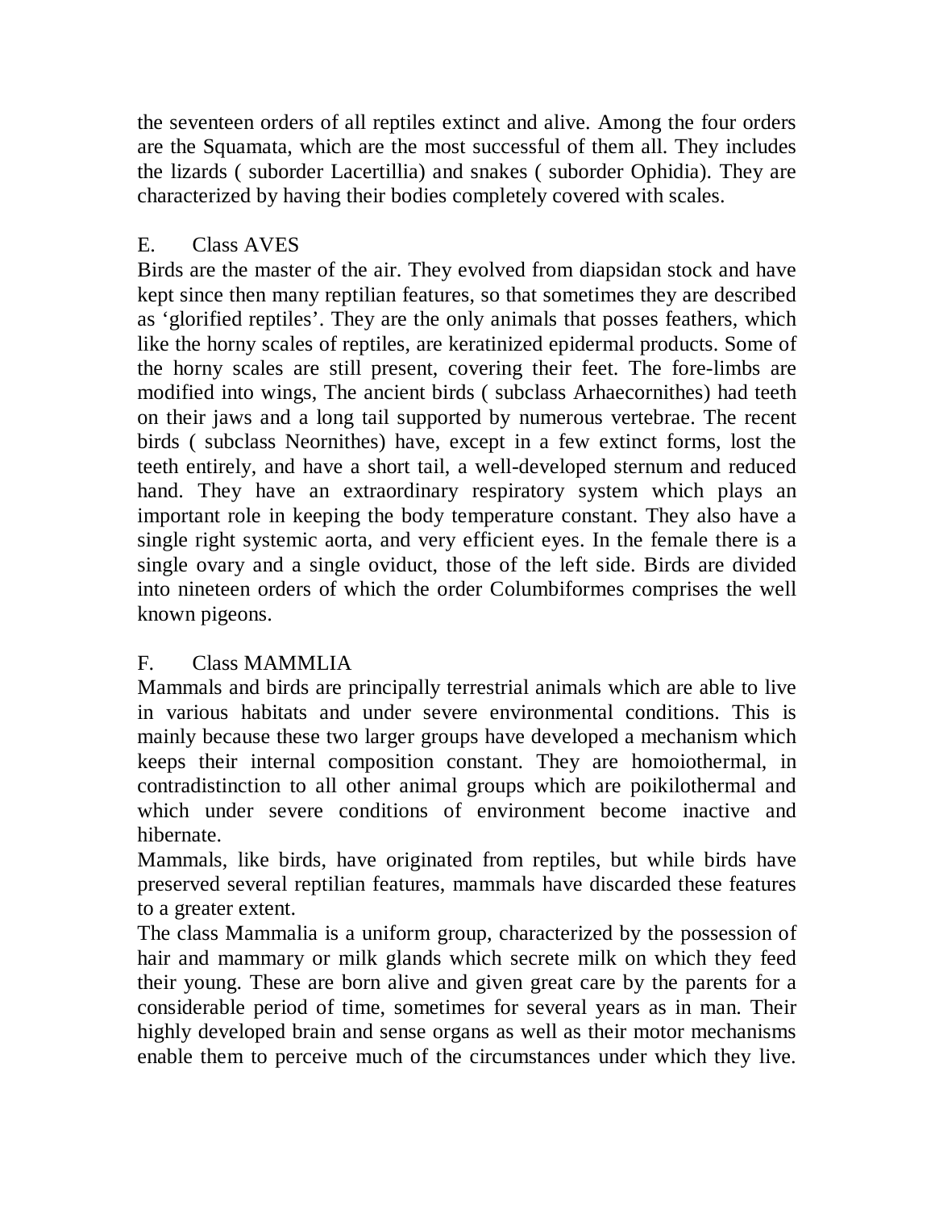the seventeen orders of all reptiles extinct and alive. Among the four orders are the Squamata, which are the most successful of them all. They includes the lizards ( suborder Lacertillia) and snakes ( suborder Ophidia). They are characterized by having their bodies completely covered with scales.

## E. Class AVES

Birds are the master of the air. They evolved from diapsidan stock and have kept since then many reptilian features, so that sometimes they are described as 'glorified reptiles'. They are the only animals that posses feathers, which like the horny scales of reptiles, are keratinized epidermal products. Some of the horny scales are still present, covering their feet. The fore-limbs are modified into wings, The ancient birds ( subclass Arhaecornithes) had teeth on their jaws and a long tail supported by numerous vertebrae. The recent birds ( subclass Neornithes) have, except in a few extinct forms, lost the teeth entirely, and have a short tail, a well-developed sternum and reduced hand. They have an extraordinary respiratory system which plays an important role in keeping the body temperature constant. They also have a single right systemic aorta, and very efficient eyes. In the female there is a single ovary and a single oviduct, those of the left side. Birds are divided into nineteen orders of which the order Columbiformes comprises the well known pigeons.

## F. Class MAMMLIA

Mammals and birds are principally terrestrial animals which are able to live in various habitats and under severe environmental conditions. This is mainly because these two larger groups have developed a mechanism which keeps their internal composition constant. They are homoiothermal, in contradistinction to all other animal groups which are poikilothermal and which under severe conditions of environment become inactive and hibernate.

Mammals, like birds, have originated from reptiles, but while birds have preserved several reptilian features, mammals have discarded these features to a greater extent.

The class Mammalia is a uniform group, characterized by the possession of hair and mammary or milk glands which secrete milk on which they feed their young. These are born alive and given great care by the parents for a considerable period of time, sometimes for several years as in man. Their highly developed brain and sense organs as well as their motor mechanisms enable them to perceive much of the circumstances under which they live.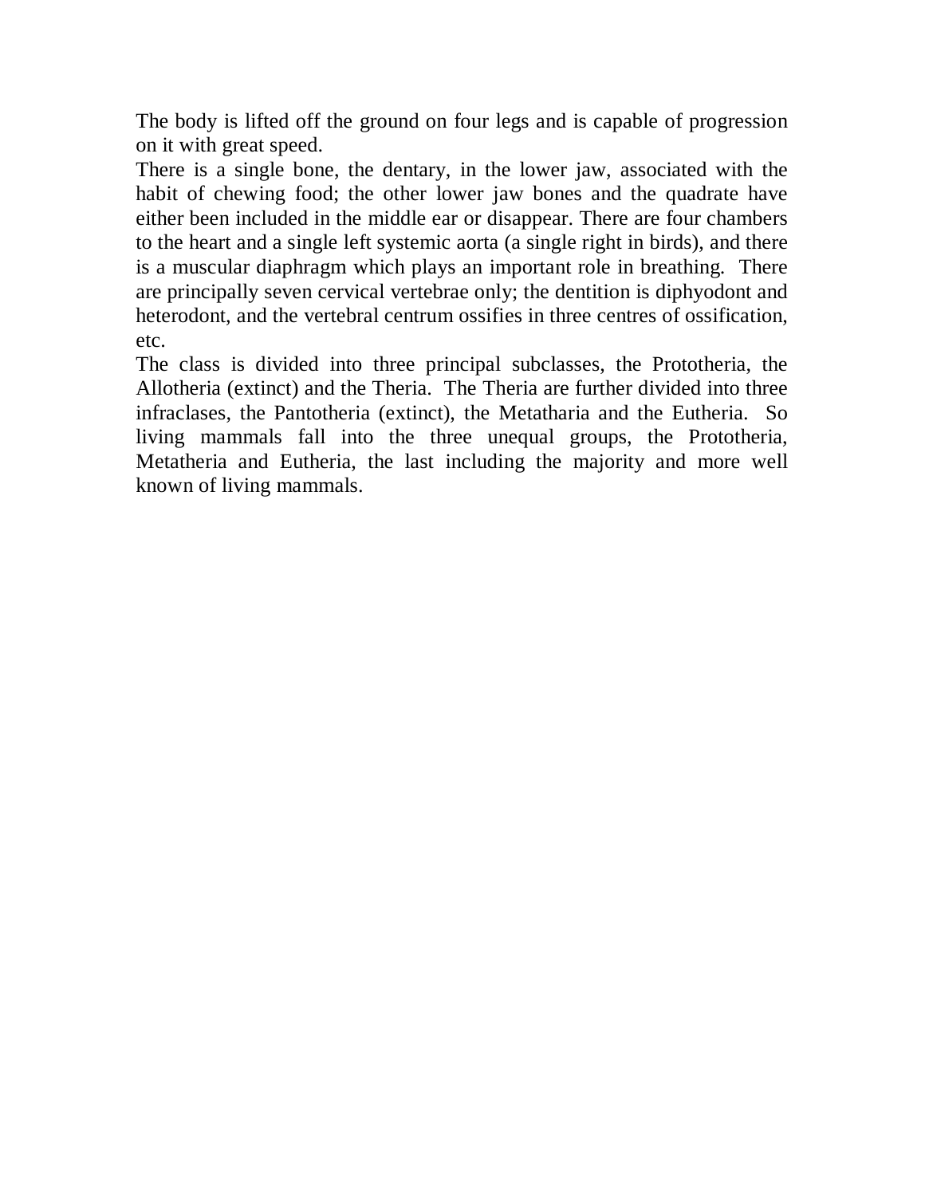The body is lifted off the ground on four legs and is capable of progression on it with great speed.

There is a single bone, the dentary, in the lower jaw, associated with the habit of chewing food; the other lower jaw bones and the quadrate have either been included in the middle ear or disappear. There are four chambers to the heart and a single left systemic aorta (a single right in birds), and there is a muscular diaphragm which plays an important role in breathing. There are principally seven cervical vertebrae only; the dentition is diphyodont and heterodont, and the vertebral centrum ossifies in three centres of ossification, etc.

The class is divided into three principal subclasses, the Prototheria, the Allotheria (extinct) and the Theria. The Theria are further divided into three infraclases, the Pantotheria (extinct), the Metatharia and the Eutheria. So living mammals fall into the three unequal groups, the Prototheria, Metatheria and Eutheria, the last including the majority and more well known of living mammals.